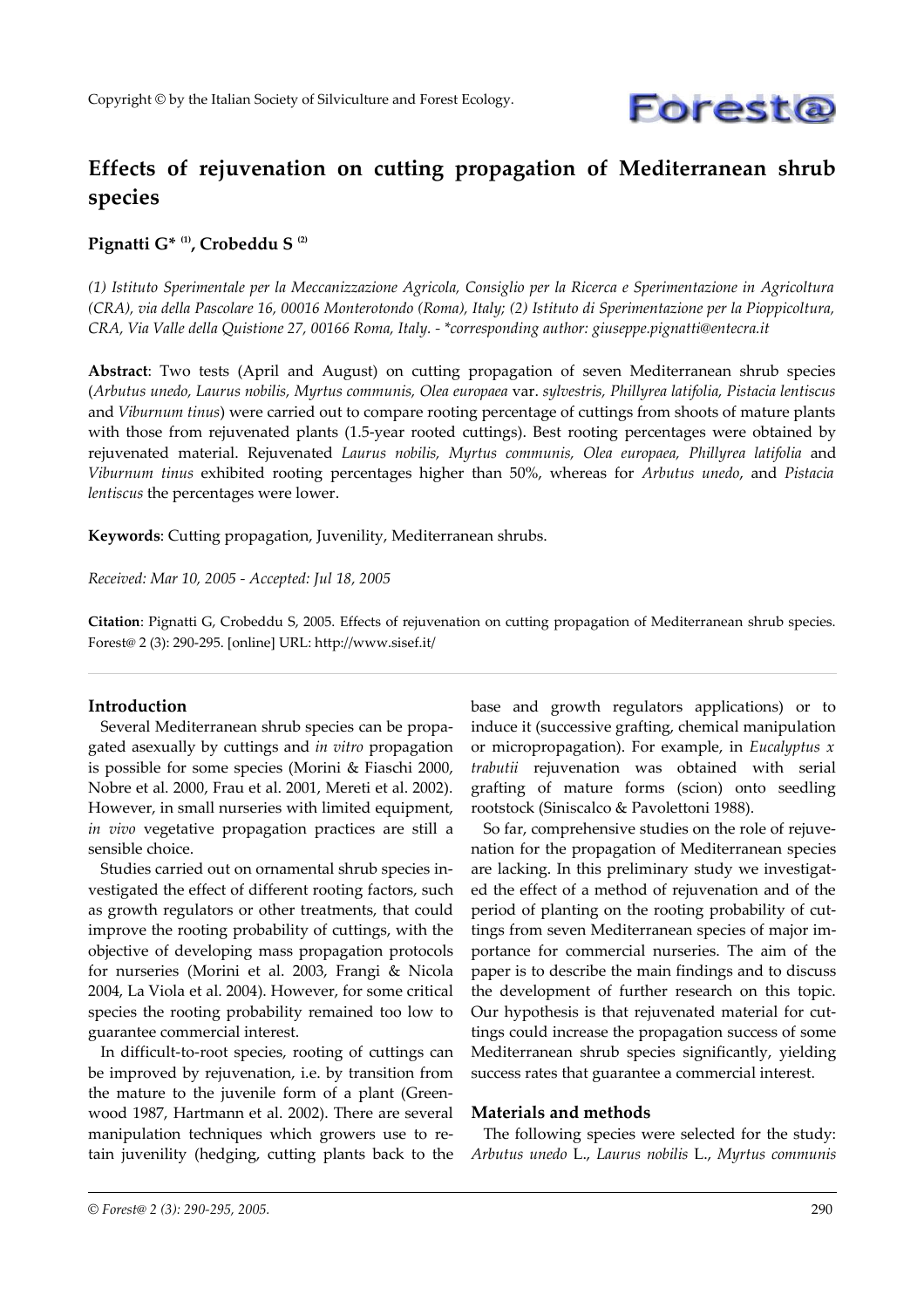Copyright © by the Italian Society of Silviculture and Forest Ecology.

# Effects of rejuvenation on cutting propagation of Mediterranean shrub species

**Pignatti G* [(1)], Crobeddu S [(2)]**

*(1) Istituto Sperimentale per la Meccanizzazione Agricola, Consiglio per la Ricerca e Sperimentazione in Agricoltura (CRA), via della Pascolare 16, 00016 Monterotondo (Roma), Italy; (2) Istituto di Sperimentazione per la Pioppicoltura, CRA, Via Valle della Quistione 27, 00166 Roma, Italy. - *corresponding author: giuseppe.pignatti@entecra.it*

**Abstract**: Two tests (April and August) on cutting propagation of seven Mediterranean shrub species (*Arbutus unedo, Laurus nobilis, Myrtus communis, Olea europaea* var. *sylvestris, Phillyrea latifolia, Pistacia lentiscus* and *Viburnum tinus*) were carried out to compare rooting percentage of cuttings from shoots of mature plants with those from rejuvenated plants (1.5-year rooted cuttings). Best rooting percentages were obtained by rejuvenated material. Rejuvenated *Laurus nobilis, Myrtus communis, Olea europaea, Phillyrea latifolia* and *Viburnum tinus* exhibited rooting percentages higher than 50%, whereas for *Arbutus unedo*, and *Pistacia lentiscus* the percentages were lower.

**Keywords**: Cutting propagation, Juvenility, Mediterranean shrubs.

*Received: Mar 10, 2005 - Accepted: Jul 18, 2005*

**Citation**: Pignatti G, Crobeddu S, 2005. Effects of rejuvenation on cutting propagation of Mediterranean shrub species. Forest@ 2 (3): 290-295. [online] URL: http://www.sisef.it/

## Introduction

Several Mediterranean shrub species can be propagated asexually by cuttings and *in vitro* propagation is possible for some species (Morini & Fiaschi 2000, Nobre et al. 2000, Frau et al. 2001, Mereti et al. 2002). However, in small nurseries with limited equipment, *in vivo* vegetative propagation practices are still a sensible choice.

Studies carried out on ornamental shrub species investigated the effect of different rooting factors, such as growth regulators or other treatments, that could improve the rooting probability of cuttings, with the objective of developing mass propagation protocols for nurseries (Morini et al. 2003, Frangi & Nicola 2004, La Viola et al. 2004). However, for some critical species the rooting probability remained too low to guarantee commercial interest.

In difficult-to-root species, rooting of cuttings can be improved by rejuvenation, i.e. by transition from the mature to the juvenile form of a plant (Greenwood 1987, Hartmann et al. 2002). There are several manipulation techniques which growers use to retain juvenility (hedging, cutting plants back to the base and growth regulators applications) or to induce it (successive grafting, chemical manipulation or micropropagation). For example, in *Eucalyptus x trabutii* rejuvenation was obtained with serial grafting of mature forms (scion) onto seedling rootstock (Siniscalco & Pavolettoni 1988).

So far, comprehensive studies on the role of rejuvenation for the propagation of Mediterranean species are lacking. In this preliminary study we investigated the effect of a method of rejuvenation and of the period of planting on the rooting probability of cuttings from seven Mediterranean species of major importance for commercial nurseries. The aim of the paper is to describe the main findings and to discuss the development of further research on this topic. Our hypothesis is that rejuvenated material for cuttings could increase the propagation success of some Mediterranean shrub species significantly, yielding success rates that guarantee a commercial interest.

## Materials and methods

The following species were selected for the study: *Arbutus unedo* L., *Laurus nobilis* L., *Myrtus communis*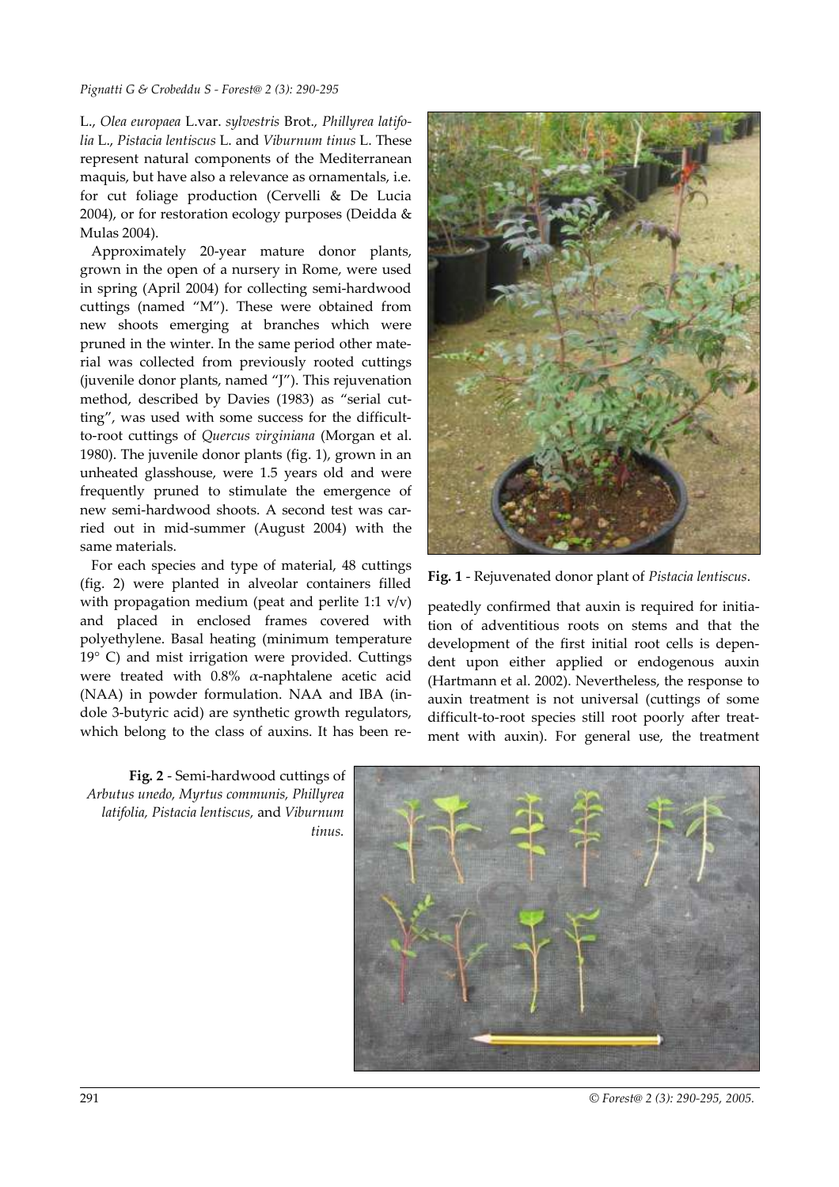L., *Olea europaea* L.var. *sylvestris* Brot., *Phillyrea latifolia* L., *Pistacia lentiscus* L. and *Viburnum tinus* L. These represent natural components of the Mediterranean maquis, but have also a relevance as ornamentals, i.e. for cut foliage production (Cervelli & De Lucia 2004), or for restoration ecology purposes (Deidda & Mulas 2004).

Approximately 20-year mature donor plants, grown in the open of a nursery in Rome, were used in spring (April 2004) for collecting semi-hardwood cuttings (named "M"). These were obtained from new shoots emerging at branches which were pruned in the winter. In the same period other material was collected from previously rooted cuttings (juvenile donor plants, named "J"). This rejuvenation method, described by Davies (1983) as "serial cutting", was used with some success for the difficult-to-root cuttings of *Quercus virginiana* (Morgan et al. 1980). The juvenile donor plants (fig. 1), grown in an unheated glasshouse, were 1.5 years old and were frequently pruned to stimulate the emergence of new semi-hardwood shoots. A second test was carried out in mid-summer (August 2004) with the same materials.

For each species and type of material, 48 cuttings (fig. 2) were planted in alveolar containers filled with propagation medium (peat and perlite 1:1 v/v) and placed in enclosed frames covered with polyethylene. Basal heating (minimum temperature 19° C) and mist irrigation were provided. Cuttings were treated with 0.8% $\alpha$-naphtalene acetic acid (NAA) in powder formulation. NAA and IBA (indole 3-butyric acid) are synthetic growth regulators, which belong to the class of auxins. It has been repeatedly confirmed that auxin is required for initiation of adventitious roots on stems and that the development of the first initial root cells is dependent upon either applied or endogenous auxin (Hartmann et al. 2002). Nevertheless, the response to auxin treatment is not universal (cuttings of some difficult-to-root species still root poorly after treatment with auxin). For general use, the treatment

**Fig. 1** - Rejuvenated donor plant of *Pistacia lentiscus*.

**Fig. 2** - Semi-hardwood cuttings of *Arbutus unedo, Myrtus communis, Phillyrea latifolia, Pistacia lentiscus,* and *Viburnum tinus.*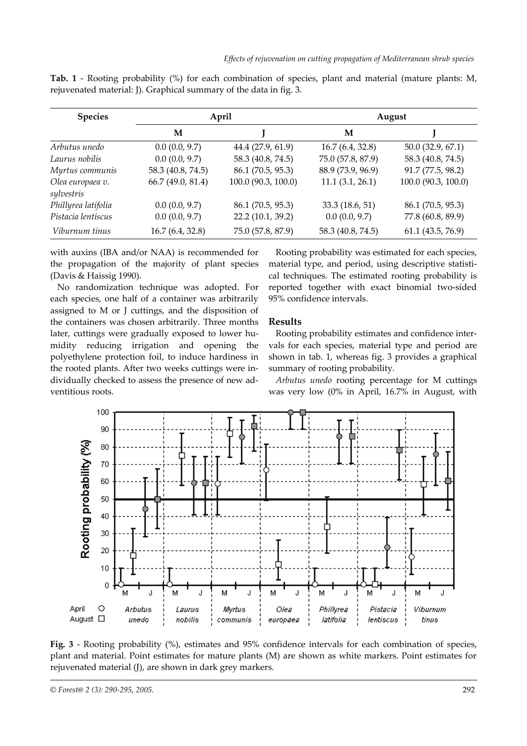**Tab. 1** - Rooting probability (%) for each combination of species, plant and material (mature plants: M, rejuvenated material: J). Graphical summary of the data in fig. 3.

| Species | April | | August | |
|---|---|---|---|---|
| | M | J | M | J |
| *Arbutus unedo* | 0.0 (0.0, 9.7) | 44.4 (27.9, 61.9) | 16.7 (6.4, 32.8) | 50.0 (32.9, 67.1) |
| *Laurus nobilis* | 0.0 (0.0, 9.7) | 58.3 (40.8, 74.5) | 75.0 (57.8, 87.9) | 58.3 (40.8, 74.5) |
| *Myrtus communis* | 58.3 (40.8, 74.5) | 86.1 (70.5, 95.3) | 88.9 (73.9, 96.9) | 91.7 (77.5, 98.2) |
| *Olea europaea v. sylvestris* | 66.7 (49.0, 81.4) | 100.0 (90.3, 100.0) | 11.1 (3.1, 26.1) | 100.0 (90.3, 100.0) |
| *Phillyrea latifolia* | 0.0 (0.0, 9.7) | 86.1 (70.5, 95.3) | 33.3 (18.6, 51) | 86.1 (70.5, 95.3) |
| *Pistacia lentiscus* | 0.0 (0.0, 9.7) | 22.2 (10.1, 39.2) | 0.0 (0.0, 9.7) | 77.8 (60.8, 89.9) |
| *Viburnum tinus* | 16.7 (6.4, 32.8) | 75.0 (57.8, 87.9) | 58.3 (40.8, 74.5) | 61.1 (43.5, 76.9) |

with auxins (IBA and/or NAA) is recommended for the propagation of the majority of plant species (Davis & Haissig 1990).

No randomization technique was adopted. For each species, one half of a container was arbitrarily assigned to M or J cuttings, and the disposition of the containers was chosen arbitrarily. Three months later, cuttings were gradually exposed to lower humidity reducing irrigation and opening the polyethylene protection foil, to induce hardiness in the rooted plants. After two weeks cuttings were individually checked to assess the presence of new adventitious roots.

Rooting probability was estimated for each species, material type, and period, using descriptive statistical techniques. The estimated rooting probability is reported together with exact binomial two-sided 95% confidence intervals.

## Results

Rooting probability estimates and confidence intervals for each species, material type and period are shown in tab. 1, whereas fig. 3 provides a graphical summary of rooting probability.

*Arbutus unedo* rooting percentage for M cuttings was very low (0% in April, 16.7% in August, with

**Fig. 3** - Rooting probability (%), estimates and 95% confidence intervals for each combination of species, plant and material. Point estimates for mature plants (M) are shown as white markers. Point estimates for rejuvenated material (J), are shown in dark grey markers.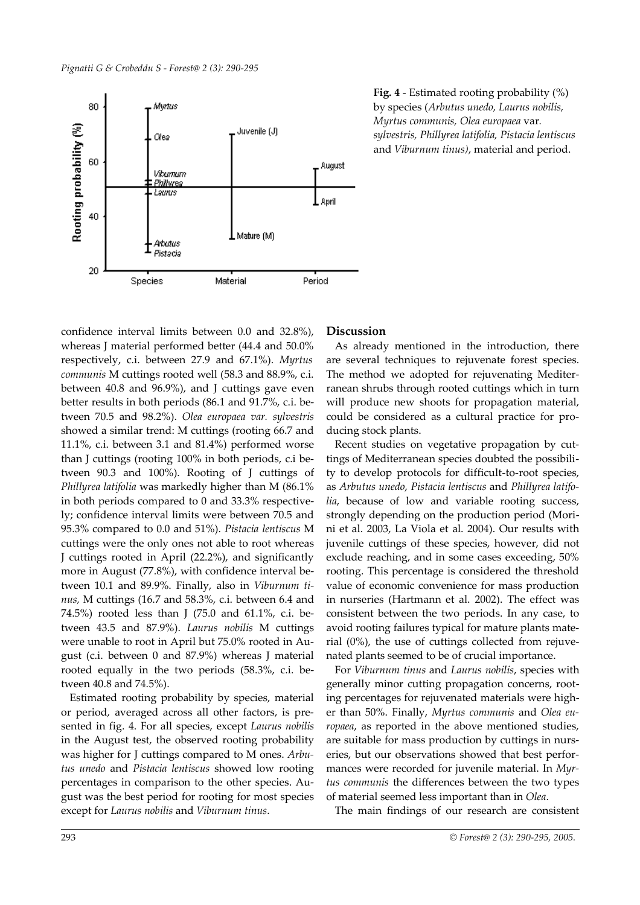**Fig. 4** - Estimated rooting probability (%) by species (*Arbutus unedo, Laurus nobilis, Myrtus communis, Olea europaea* var. *sylvestris, Phillyrea latifolia, Pistacia lentiscus* and *Viburnum tinus)*, material and period.

confidence interval limits between 0.0 and 32.8%), whereas J material performed better (44.4 and 50.0% respectively, c.i. between 27.9 and 67.1%). *Myrtus communis* M cuttings rooted well (58.3 and 88.9%, c.i. between 40.8 and 96.9%), and J cuttings gave even better results in both periods (86.1 and 91.7%, c.i. between 70.5 and 98.2%). *Olea europaea var. sylvestris* showed a similar trend: M cuttings (rooting 66.7 and 11.1%, c.i. between 3.1 and 81.4%) performed worse than J cuttings (rooting 100% in both periods, c.i between 90.3 and 100%). Rooting of J cuttings of *Phillyrea latifolia* was markedly higher than M (86.1% in both periods compared to 0 and 33.3% respectively; confidence interval limits were between 70.5 and 95.3% compared to 0.0 and 51%). *Pistacia lentiscus* M cuttings were the only ones not able to root whereas J cuttings rooted in April (22.2%), and significantly more in August (77.8%), with confidence interval between 10.1 and 89.9%. Finally, also in *Viburnum tinus,* M cuttings (16.7 and 58.3%, c.i. between 6.4 and 74.5%) rooted less than J (75.0 and 61.1%, c.i. between 43.5 and 87.9%). *Laurus nobilis* M cuttings were unable to root in April but 75.0% rooted in August (c.i. between 0 and 87.9%) whereas J material rooted equally in the two periods (58.3%, c.i. between 40.8 and 74.5%).

Estimated rooting probability by species, material or period, averaged across all other factors, is presented in fig. 4. For all species, except *Laurus nobilis* in the August test, the observed rooting probability was higher for J cuttings compared to M ones. *Arbutus unedo* and *Pistacia lentiscus* showed low rooting percentages in comparison to the other species. August was the best period for rooting for most species except for *Laurus nobilis* and *Viburnum tinus*.

## Discussion

As already mentioned in the introduction, there are several techniques to rejuvenate forest species. The method we adopted for rejuvenating Mediterranean shrubs through rooted cuttings which in turn will produce new shoots for propagation material, could be considered as a cultural practice for producing stock plants.

Recent studies on vegetative propagation by cuttings of Mediterranean species doubted the possibility to develop protocols for difficult-to-root species, as *Arbutus unedo*, *Pistacia lentiscus* and *Phillyrea latifolia*, because of low and variable rooting success, strongly depending on the production period (Morini et al. 2003, La Viola et al. 2004). Our results with juvenile cuttings of these species, however, did not exclude reaching, and in some cases exceeding, 50% rooting. This percentage is considered the threshold value of economic convenience for mass production in nurseries (Hartmann et al. 2002). The effect was consistent between the two periods. In any case, to avoid rooting failures typical for mature plants material (0%), the use of cuttings collected from rejuvenated plants seemed to be of crucial importance.

For *Viburnum tinus* and *Laurus nobilis*, species with generally minor cutting propagation concerns, rooting percentages for rejuvenated materials were higher than 50%. Finally, *Myrtus communis* and *Olea europaea*, as reported in the above mentioned studies, are suitable for mass production by cuttings in nurseries, but our observations showed that best performances were recorded for juvenile material. In *Myrtus communis* the differences between the two types of material seemed less important than in *Olea*.

The main findings of our research are consistent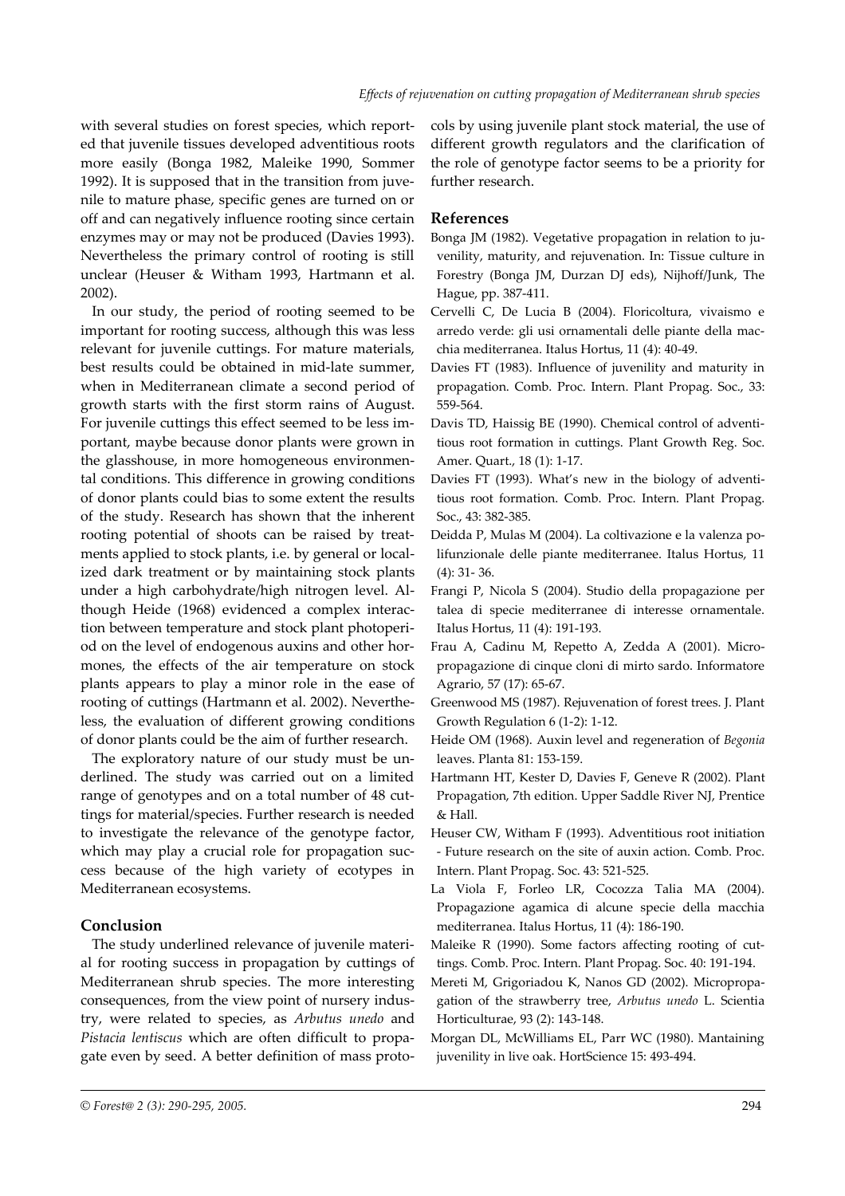with several studies on forest species, which reported that juvenile tissues developed adventitious roots more easily (Bonga 1982, Maleike 1990, Sommer 1992). It is supposed that in the transition from juvenile to mature phase, specific genes are turned on or off and can negatively influence rooting since certain enzymes may or may not be produced (Davies 1993). Nevertheless the primary control of rooting is still unclear (Heuser & Witham 1993, Hartmann et al. 2002).

In our study, the period of rooting seemed to be important for rooting success, although this was less relevant for juvenile cuttings. For mature materials, best results could be obtained in mid-late summer, when in Mediterranean climate a second period of growth starts with the first storm rains of August. For juvenile cuttings this effect seemed to be less important, maybe because donor plants were grown in the glasshouse, in more homogeneous environmental conditions. This difference in growing conditions of donor plants could bias to some extent the results of the study. Research has shown that the inherent rooting potential of shoots can be raised by treatments applied to stock plants, i.e. by general or localized dark treatment or by maintaining stock plants under a high carbohydrate/high nitrogen level. Although Heide (1968) evidenced a complex interaction between temperature and stock plant photoperiod on the level of endogenous auxins and other hormones, the effects of the air temperature on stock plants appears to play a minor role in the ease of rooting of cuttings (Hartmann et al. 2002). Nevertheless, the evaluation of different growing conditions of donor plants could be the aim of further research.

The exploratory nature of our study must be underlined. The study was carried out on a limited range of genotypes and on a total number of 48 cuttings for material/species. Further research is needed to investigate the relevance of the genotype factor, which may play a crucial role for propagation success because of the high variety of ecotypes in Mediterranean ecosystems.

## Conclusion

The study underlined relevance of juvenile material for rooting success in propagation by cuttings of Mediterranean shrub species. The more interesting consequences, from the view point of nursery industry, were related to species, as *Arbutus unedo* and *Pistacia lentiscus* which are often difficult to propagate even by seed. A better definition of mass protocols by using juvenile plant stock material, the use of different growth regulators and the clarification of the role of genotype factor seems to be a priority for further research.

## References

Bonga JM (1982). Vegetative propagation in relation to juvenility, maturity, and rejuvenation. In: Tissue culture in Forestry (Bonga JM, Durzan DJ eds), Nijhoff/Junk, The Hague, pp. 387-411.

Cervelli C, De Lucia B (2004). Floricoltura, vivaismo e arredo verde: gli usi ornamentali delle piante della macchia mediterranea. Italus Hortus, 11 (4): 40-49.

Davies FT (1983). Influence of juvenility and maturity in propagation. Comb. Proc. Intern. Plant Propag. Soc., 33: 559-564.

Davis TD, Haissig BE (1990). Chemical control of adventitious root formation in cuttings. Plant Growth Reg. Soc. Amer. Quart., 18 (1): 1-17.

Davies FT (1993). What's new in the biology of adventitious root formation. Comb. Proc. Intern. Plant Propag. Soc., 43: 382-385.

Deidda P, Mulas M (2004). La coltivazione e la valenza polifunzionale delle piante mediterranee. Italus Hortus, 11 (4): 31- 36.

Frangi P, Nicola S (2004). Studio della propagazione per talea di specie mediterranee di interesse ornamentale. Italus Hortus, 11 (4): 191-193.

Frau A, Cadinu M, Repetto A, Zedda A (2001). Micropropagazione di cinque cloni di mirto sardo. Informatore Agrario, 57 (17): 65-67.

Greenwood MS (1987). Rejuvenation of forest trees. J. Plant Growth Regulation 6 (1-2): 1-12.

Heide OM (1968). Auxin level and regeneration of *Begonia* leaves. Planta 81: 153-159.

Hartmann HT, Kester D, Davies F, Geneve R (2002). Plant Propagation, 7th edition. Upper Saddle River NJ, Prentice & Hall.

Heuser CW, Witham F (1993). Adventitious root initiation - Future research on the site of auxin action. Comb. Proc. Intern. Plant Propag. Soc. 43: 521-525.

La Viola F, Forleo LR, Cocozza Talia MA (2004). Propagazione agamica di alcune specie della macchia mediterranea. Italus Hortus, 11 (4): 186-190.

Maleike R (1990). Some factors affecting rooting of cuttings. Comb. Proc. Intern. Plant Propag. Soc. 40: 191-194.

Mereti M, Grigoriadou K, Nanos GD (2002). Micropropagation of the strawberry tree, *Arbutus unedo* L. Scientia Horticulturae, 93 (2): 143-148.

Morgan DL, McWilliams EL, Parr WC (1980). Mantaining juvenility in live oak. HortScience 15: 493-494.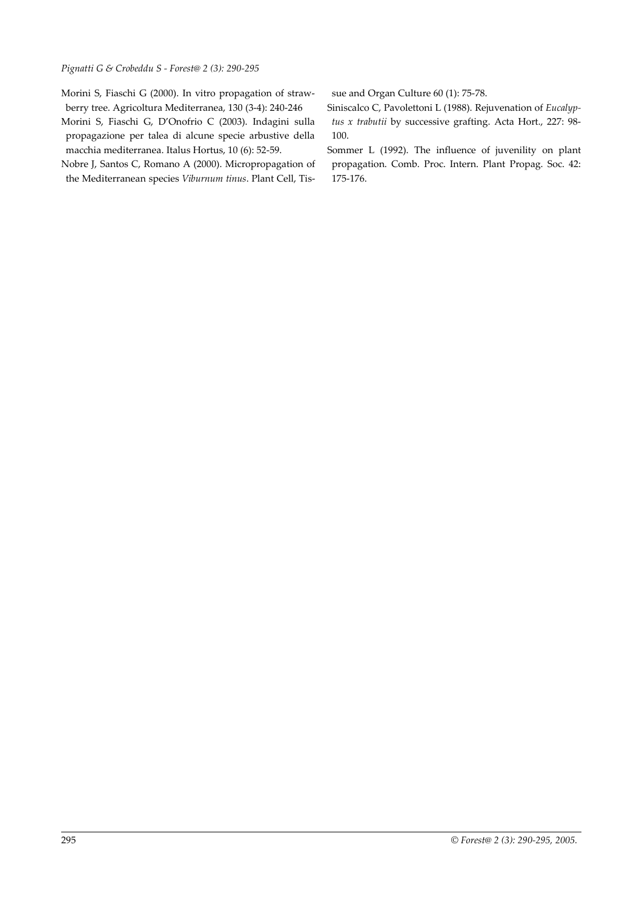Morini S, Fiaschi G (2000). In vitro propagation of strawberry tree. Agricoltura Mediterranea, 130 (3-4): 240-246

Morini S, Fiaschi G, D'Onofrio C (2003). Indagini sulla propagazione per talea di alcune specie arbustive della macchia mediterranea. Italus Hortus, 10 (6): 52-59.

Nobre J, Santos C, Romano A (2000). Micropropagation of the Mediterranean species *Viburnum tinus*. Plant Cell, Tissue and Organ Culture 60 (1): 75-78.

Siniscalco C, Pavolettoni L (1988). Rejuvenation of *Eucalyptus x trabutii* by successive grafting. Acta Hort., 227: 98-100.

Sommer L (1992). The influence of juvenility on plant propagation. Comb. Proc. Intern. Plant Propag. Soc. 42: 175-176.